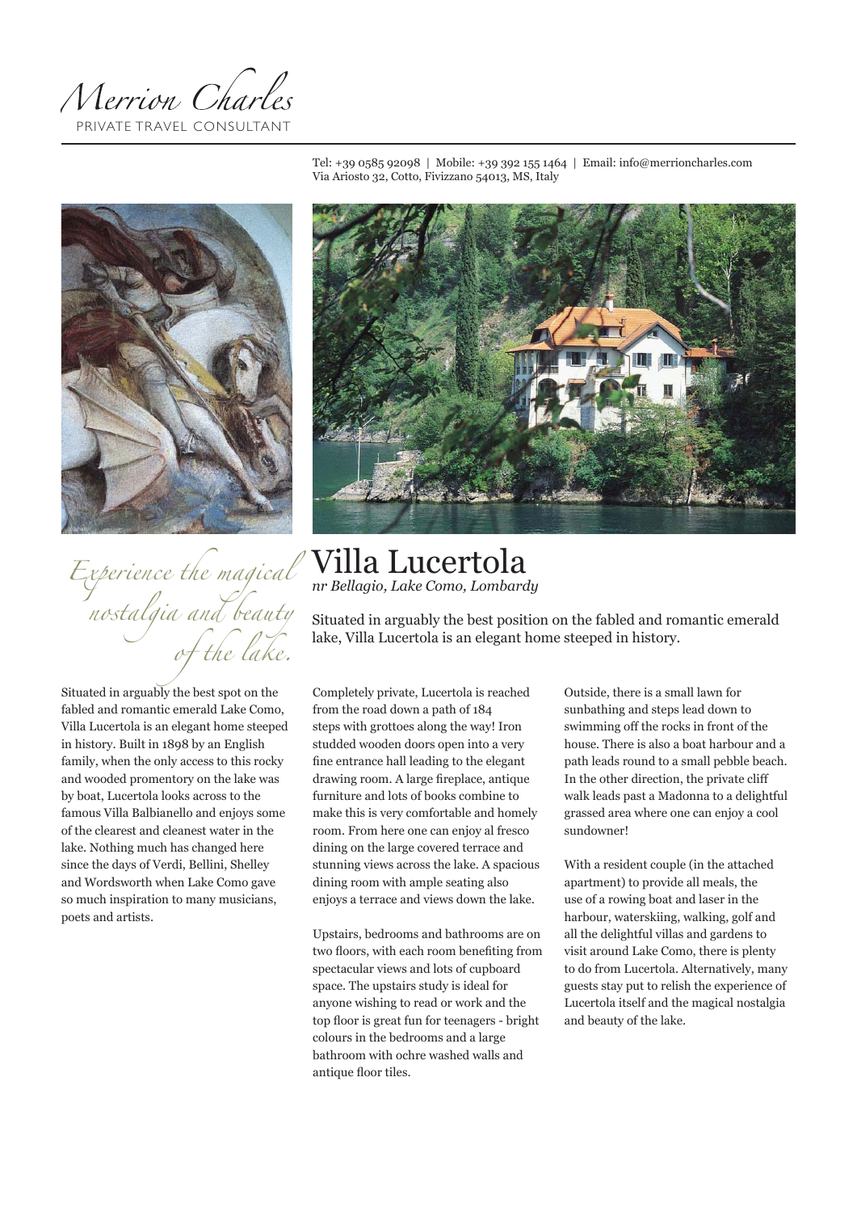Merrion Charles
PRIVATE TRAVEL CONSULTANT

Tel: +39 0585 92098 | Mobile: +39 392 155 1464 | Email: info@merrioncharles.com
Via Ariosto 32, Cotto, Fivizzano 54013, MS, Italy

*Experience the magical nostalgia and beauty of the lake.*

# Villa Lucertola

*nr Bellagio, Lake Como, Lombardy*

Situated in arguably the best position on the fabled and romantic emerald lake, Villa Lucertola is an elegant home steeped in history.

Situated in arguably the best spot on the fabled and romantic emerald Lake Como, Villa Lucertola is an elegant home steeped in history. Built in 1898 by an English family, when the only access to this rocky and wooded promentory on the lake was by boat, Lucertola looks across to the famous Villa Balbianello and enjoys some of the clearest and cleanest water in the lake. Nothing much has changed here since the days of Verdi, Bellini, Shelley and Wordsworth when Lake Como gave so much inspiration to many musicians, poets and artists.

Completely private, Lucertola is reached from the road down a path of 184 steps with grottoes along the way! Iron studded wooden doors open into a very fine entrance hall leading to the elegant drawing room. A large fireplace, antique furniture and lots of books combine to make this is very comfortable and homely room. From here one can enjoy al fresco dining on the large covered terrace and stunning views across the lake. A spacious dining room with ample seating also enjoys a terrace and views down the lake.

Upstairs, bedrooms and bathrooms are on two floors, with each room benefiting from spectacular views and lots of cupboard space. The upstairs study is ideal for anyone wishing to read or work and the top floor is great fun for teenagers - bright colours in the bedrooms and a large bathroom with ochre washed walls and antique floor tiles.

Outside, there is a small lawn for sunbathing and steps lead down to swimming off the rocks in front of the house. There is also a boat harbour and a path leads round to a small pebble beach. In the other direction, the private cliff walk leads past a Madonna to a delightful grassed area where one can enjoy a cool sundowner!

With a resident couple (in the attached apartment) to provide all meals, the use of a rowing boat and laser in the harbour, waterskiing, walking, golf and all the delightful villas and gardens to visit around Lake Como, there is plenty to do from Lucertola. Alternatively, many guests stay put to relish the experience of Lucertola itself and the magical nostalgia and beauty of the lake.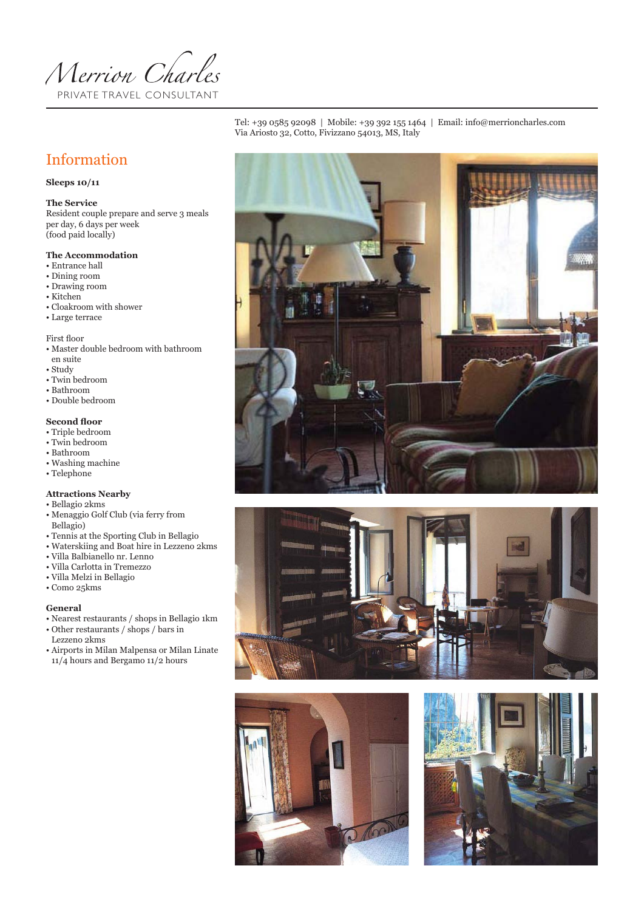Merrion Charles

PRIVATE TRAVEL CONSULTANT

Tel: +39 0585 92098 | Mobile: +39 392 155 1464 | Email: info@merrioncharles.com
Via Ariosto 32, Cotto, Fivizzano 54013, MS, Italy

## Information

**Sleeps 10/11**

**The Service**
Resident couple prepare and serve 3 meals per day, 6 days per week
(food paid locally)

**The Accommodation**
- Entrance hall
- Dining room
- Drawing room
- Kitchen
- Cloakroom with shower
- Large terrace

First floor
- Master double bedroom with bathroom en suite
- Study
- Twin bedroom
- Bathroom
- Double bedroom

**Second floor**
- Triple bedroom
- Twin bedroom
- Bathroom
- Washing machine
- Telephone

**Attractions Nearby**
- Bellagio 2kms
- Menaggio Golf Club (via ferry from Bellagio)
- Tennis at the Sporting Club in Bellagio
- Waterskiing and Boat hire in Lezzeno 2kms
- Villa Balbianello nr. Lenno
- Villa Carlotta in Tremezzo
- Villa Melzi in Bellagio
- Como 25kms

**General**
- Nearest restaurants / shops in Bellagio 1km
- Other restaurants / shops / bars in Lezzeno 2kms
- Airports in Milan Malpensa or Milan Linate 11/4 hours and Bergamo 11/2 hours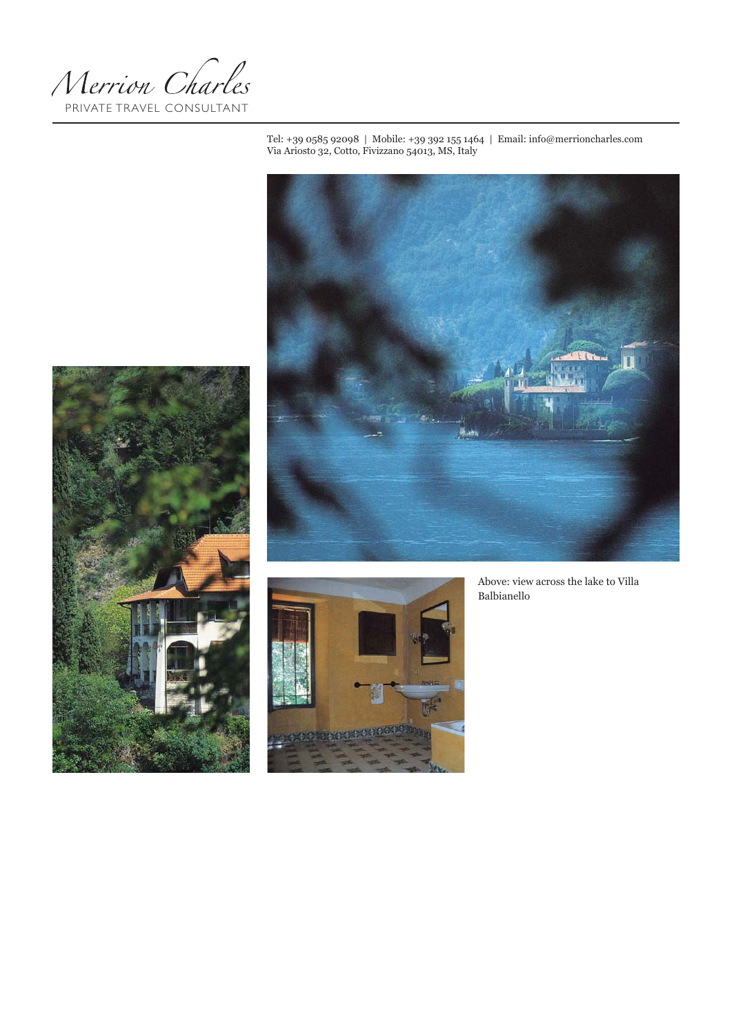Merrion Charles

PRIVATE TRAVEL CONSULTANT

Tel: +39 0585 92098 | Mobile: +39 392 155 1464 | Email: info@merrioncharles.com
Via Ariosto 32, Cotto, Fivizzano 54013, MS, Italy

Above: view across the lake to Villa Balbianello